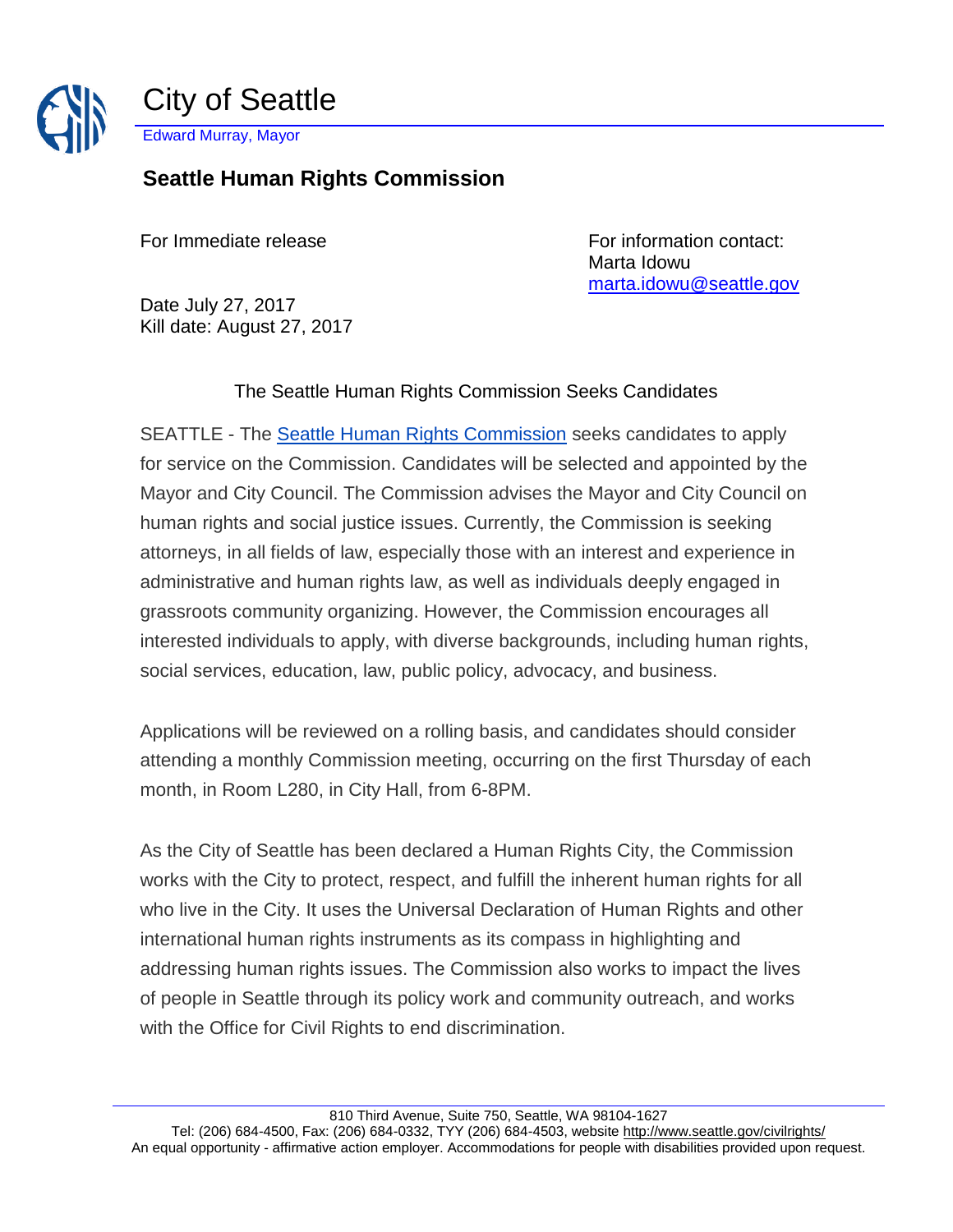# City of Seattle

Edward Murray, Mayor

## Seattle Human Rights Commission

For Immediate release

For information contact:
Marta Idowu
marta.idowu@seattle.gov

Date July 27, 2017
Kill date: August 27, 2017

### The Seattle Human Rights Commission Seeks Candidates

SEATTLE - The Seattle Human Rights Commission seeks candidates to apply for service on the Commission. Candidates will be selected and appointed by the Mayor and City Council. The Commission advises the Mayor and City Council on human rights and social justice issues. Currently, the Commission is seeking attorneys, in all fields of law, especially those with an interest and experience in administrative and human rights law, as well as individuals deeply engaged in grassroots community organizing. However, the Commission encourages all interested individuals to apply, with diverse backgrounds, including human rights, social services, education, law, public policy, advocacy, and business.

Applications will be reviewed on a rolling basis, and candidates should consider attending a monthly Commission meeting, occurring on the first Thursday of each month, in Room L280, in City Hall, from 6-8PM.

As the City of Seattle has been declared a Human Rights City, the Commission works with the City to protect, respect, and fulfill the inherent human rights for all who live in the City. It uses the Universal Declaration of Human Rights and other international human rights instruments as its compass in highlighting and addressing human rights issues. The Commission also works to impact the lives of people in Seattle through its policy work and community outreach, and works with the Office for Civil Rights to end discrimination.

810 Third Avenue, Suite 750, Seattle, WA 98104-1627
Tel: (206) 684-4500, Fax: (206) 684-0332, TYY (206) 684-4503, website http://www.seattle.gov/civilrights/
An equal opportunity - affirmative action employer. Accommodations for people with disabilities provided upon request.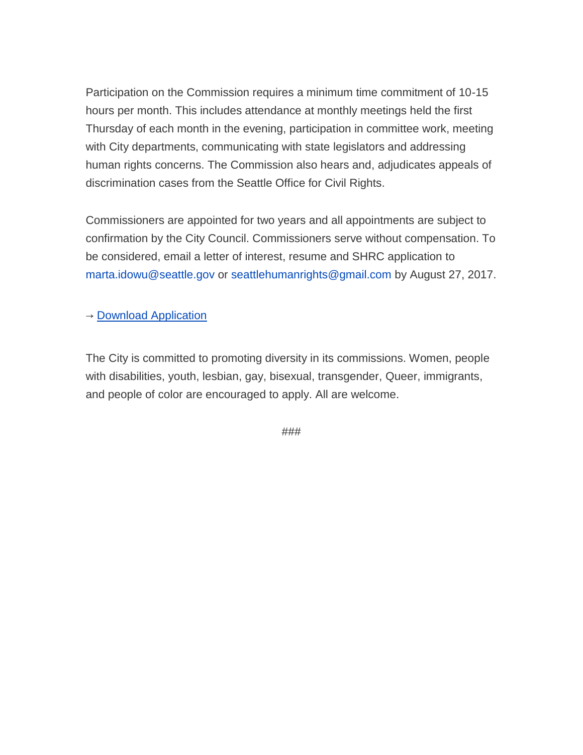Participation on the Commission requires a minimum time commitment of 10-15 hours per month. This includes attendance at monthly meetings held the first Thursday of each month in the evening, participation in committee work, meeting with City departments, communicating with state legislators and addressing human rights concerns. The Commission also hears and, adjudicates appeals of discrimination cases from the Seattle Office for Civil Rights.

Commissioners are appointed for two years and all appointments are subject to confirmation by the City Council. Commissioners serve without compensation. To be considered, email a letter of interest, resume and SHRC application to marta.idowu@seattle.gov or seattlehumanrights@gmail.com by August 27, 2017.

→ Download Application

The City is committed to promoting diversity in its commissions. Women, people with disabilities, youth, lesbian, gay, bisexual, transgender, Queer, immigrants, and people of color are encouraged to apply. All are welcome.

###